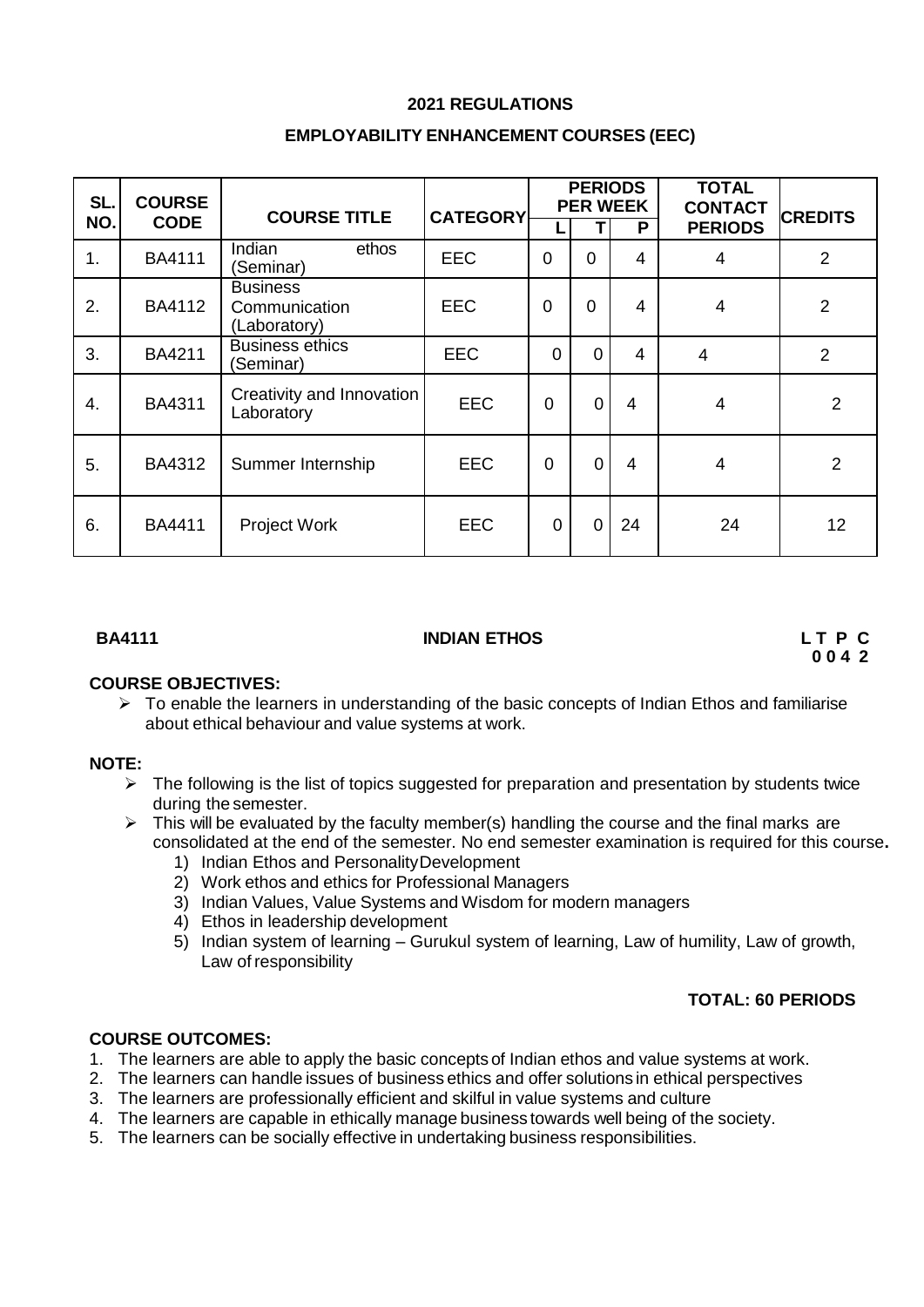## 2021 REGULATIONS

### EMPLOYABILITY ENHANCEMENT COURSES (EEC)

| SL. NO. | COURSE CODE | COURSE TITLE | CATEGORY | PERIODS PER WEEK | | | TOTAL CONTACT PERIODS | CREDITS |
|---|---|---|---|---|---|---|---|---|
| | | | | L | T | P | | |
| 1. | BA4111 | Indian ethos (Seminar) | EEC | 0 | 0 | 4 | 4 | 2 |
| 2. | BA4112 | Business Communication (Laboratory) | EEC | 0 | 0 | 4 | 4 | 2 |
| 3. | BA4211 | Business ethics (Seminar) | EEC | 0 | 0 | 4 | 4 | 2 |
| 4. | BA4311 | Creativity and Innovation Laboratory | EEC | 0 | 0 | 4 | 4 | 2 |
| 5. | BA4312 | Summer Internship | EEC | 0 | 0 | 4 | 4 | 2 |
| 6. | BA4411 | Project Work | EEC | 0 | 0 | 24 | 24 | 12 |

**BA4111 INDIAN ETHOS L T P C**
**0 0 4 2**

**COURSE OBJECTIVES:**

- To enable the learners in understanding of the basic concepts of Indian Ethos and familiarise about ethical behaviour and value systems at work.

**NOTE:**

- The following is the list of topics suggested for preparation and presentation by students twice during the semester.
- This will be evaluated by the faculty member(s) handling the course and the final marks are consolidated at the end of the semester. No end semester examination is required for this course**.**
  1) Indian Ethos and Personality Development
  2) Work ethos and ethics for Professional Managers
  3) Indian Values, Value Systems and Wisdom for modern managers
  4) Ethos in leadership development
  5) Indian system of learning – Gurukul system of learning, Law of humility, Law of growth, Law of responsibility

**TOTAL: 60 PERIODS**

**COURSE OUTCOMES:**

1. The learners are able to apply the basic concepts of Indian ethos and value systems at work.
2. The learners can handle issues of business ethics and offer solutions in ethical perspectives
3. The learners are professionally efficient and skilful in value systems and culture
4. The learners are capable in ethically manage business towards well being of the society.
5. The learners can be socially effective in undertaking business responsibilities.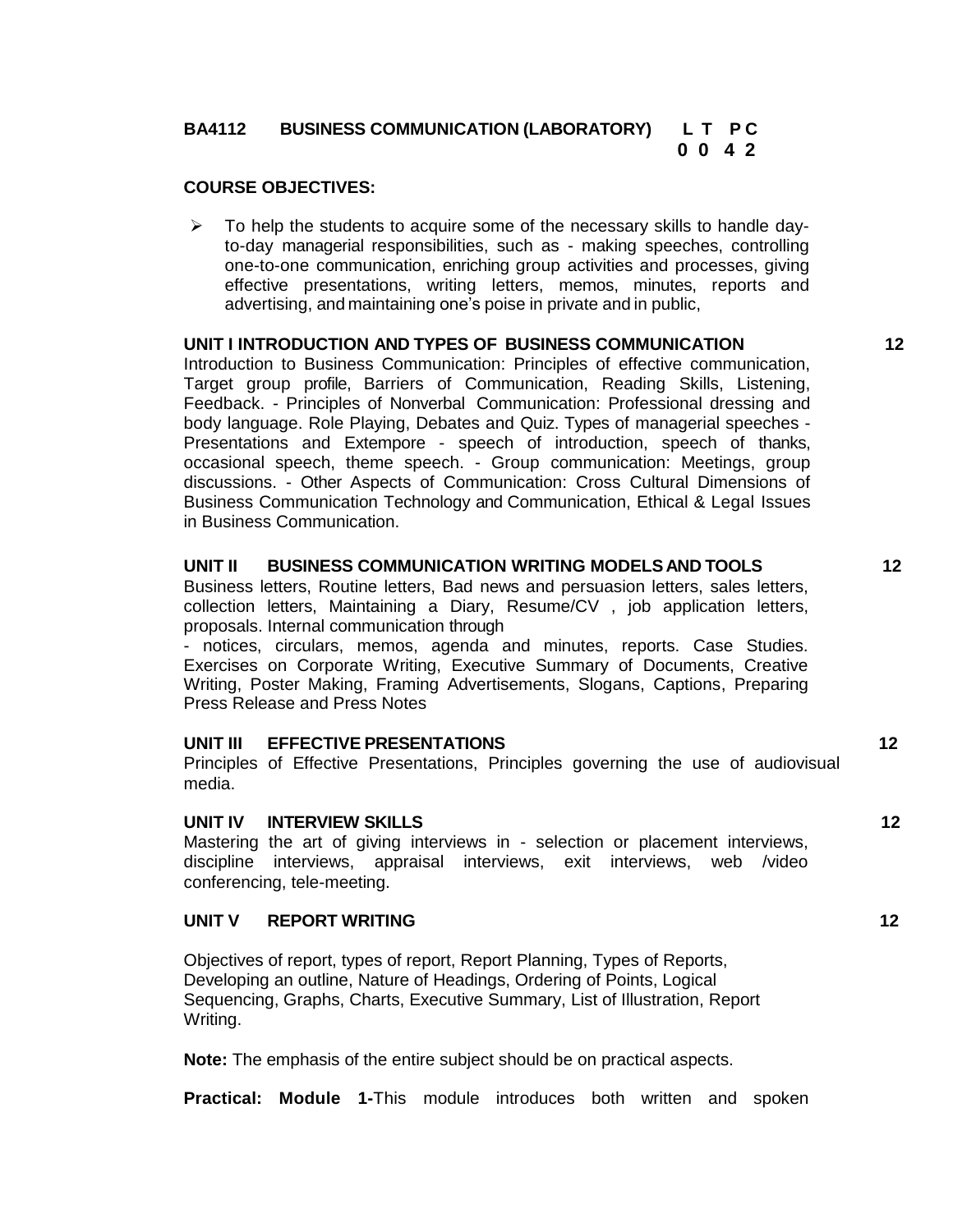**BA4112 BUSINESS COMMUNICATION (LABORATORY) L T P C**
**0 0 4 2**

**COURSE OBJECTIVES:**

- To help the students to acquire some of the necessary skills to handle day-to-day managerial responsibilities, such as - making speeches, controlling one-to-one communication, enriching group activities and processes, giving effective presentations, writing letters, memos, minutes, reports and advertising, and maintaining one's poise in private and in public,

**UNIT I INTRODUCTION AND TYPES OF BUSINESS COMMUNICATION 12**

Introduction to Business Communication: Principles of effective communication, Target group profile, Barriers of Communication, Reading Skills, Listening, Feedback. - Principles of Nonverbal Communication: Professional dressing and body language. Role Playing, Debates and Quiz. Types of managerial speeches - Presentations and Extempore - speech of introduction, speech of thanks, occasional speech, theme speech. - Group communication: Meetings, group discussions. - Other Aspects of Communication: Cross Cultural Dimensions of Business Communication Technology and Communication, Ethical & Legal Issues in Business Communication.

**UNIT II BUSINESS COMMUNICATION WRITING MODELS AND TOOLS 12**

Business letters, Routine letters, Bad news and persuasion letters, sales letters, collection letters, Maintaining a Diary, Resume/CV , job application letters, proposals. Internal communication through

- notices, circulars, memos, agenda and minutes, reports. Case Studies. Exercises on Corporate Writing, Executive Summary of Documents, Creative Writing, Poster Making, Framing Advertisements, Slogans, Captions, Preparing Press Release and Press Notes

**UNIT III EFFECTIVE PRESENTATIONS 12**

Principles of Effective Presentations, Principles governing the use of audiovisual media.

**UNIT IV INTERVIEW SKILLS 12**

Mastering the art of giving interviews in - selection or placement interviews, discipline interviews, appraisal interviews, exit interviews, web /video conferencing, tele-meeting.

**UNIT V REPORT WRITING 12**

Objectives of report, types of report, Report Planning, Types of Reports, Developing an outline, Nature of Headings, Ordering of Points, Logical Sequencing, Graphs, Charts, Executive Summary, List of Illustration, Report Writing.

**Note:** The emphasis of the entire subject should be on practical aspects.

**Practical: Module 1-**This module introduces both written and spoken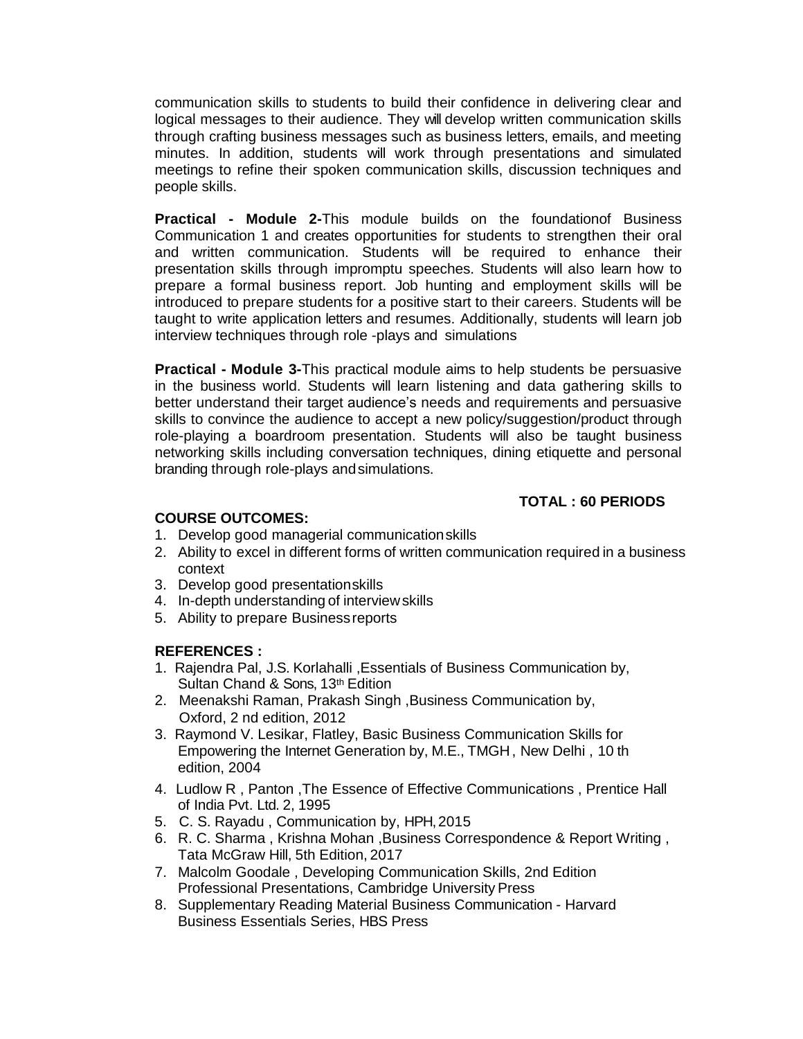communication skills to students to build their confidence in delivering clear and logical messages to their audience. They will develop written communication skills through crafting business messages such as business letters, emails, and meeting minutes. In addition, students will work through presentations and simulated meetings to refine their spoken communication skills, discussion techniques and people skills.

**Practical - Module 2-**This module builds on the foundationof Business Communication 1 and creates opportunities for students to strengthen their oral and written communication. Students will be required to enhance their presentation skills through impromptu speeches. Students will also learn how to prepare a formal business report. Job hunting and employment skills will be introduced to prepare students for a positive start to their careers. Students will be taught to write application letters and resumes. Additionally, students will learn job interview techniques through role -plays and simulations

**Practical - Module 3-**This practical module aims to help students be persuasive in the business world. Students will learn listening and data gathering skills to better understand their target audience's needs and requirements and persuasive skills to convince the audience to accept a new policy/suggestion/product through role-playing a boardroom presentation. Students will also be taught business networking skills including conversation techniques, dining etiquette and personal branding through role-plays andsimulations.

**TOTAL : 60 PERIODS**

**COURSE OUTCOMES:**

1. Develop good managerial communicationskills
2. Ability to excel in different forms of written communication required in a business context
3. Develop good presentationskills
4. In-depth understanding of interviewskills
5. Ability to prepare Businessreports

**REFERENCES :**

1. Rajendra Pal, J.S. Korlahalli ,Essentials of Business Communication by, Sultan Chand & Sons, 13th Edition
2. Meenakshi Raman, Prakash Singh ,Business Communication by, Oxford, 2 nd edition, 2012
3. Raymond V. Lesikar, Flatley, Basic Business Communication Skills for Empowering the Internet Generation by, M.E., TMGH , New Delhi , 10 th edition, 2004
4. Ludlow R , Panton ,The Essence of Effective Communications , Prentice Hall of India Pvt. Ltd. 2, 1995
5. C. S. Rayadu , Communication by, HPH, 2015
6. R. C. Sharma , Krishna Mohan ,Business Correspondence & Report Writing , Tata McGraw Hill, 5th Edition, 2017
7. Malcolm Goodale , Developing Communication Skills, 2nd Edition Professional Presentations, Cambridge University Press
8. Supplementary Reading Material Business Communication - Harvard Business Essentials Series, HBS Press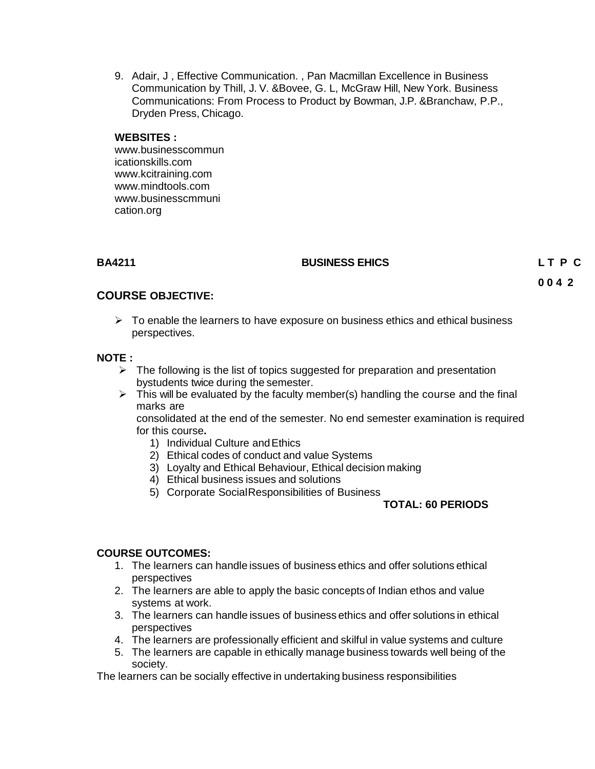9. Adair, J , Effective Communication. , Pan Macmillan Excellence in Business Communication by Thill, J. V. &Bovee, G. L, McGraw Hill, New York. Business Communications: From Process to Product by Bowman, J.P. &Branchaw, P.P., Dryden Press, Chicago.

**WEBSITES :**

www.businesscommunicationskills.com
www.kcitraining.com
www.mindtools.com
www.businesscmmunication.org

| BA4211 | BUSINESS EHICS | L T P C |
|---|---|---|
| | | 0 0 4 2 |

## COURSE OBJECTIVE:

- To enable the learners to have exposure on business ethics and ethical business perspectives.

**NOTE :**

- The following is the list of topics suggested for preparation and presentation bystudents twice during the semester.
- This will be evaluated by the faculty member(s) handling the course and the final marks are consolidated at the end of the semester. No end semester examination is required for this course**.**
    1) Individual Culture and Ethics
    2) Ethical codes of conduct and value Systems
    3) Loyalty and Ethical Behaviour, Ethical decision making
    4) Ethical business issues and solutions
    5) Corporate Social Responsibilities of Business

**TOTAL: 60 PERIODS**

**COURSE OUTCOMES:**

1. The learners can handle issues of business ethics and offer solutions ethical perspectives
2. The learners are able to apply the basic concepts of Indian ethos and value systems at work.
3. The learners can handle issues of business ethics and offer solutions in ethical perspectives
4. The learners are professionally efficient and skilful in value systems and culture
5. The learners are capable in ethically manage business towards well being of the society.

The learners can be socially effective in undertaking business responsibilities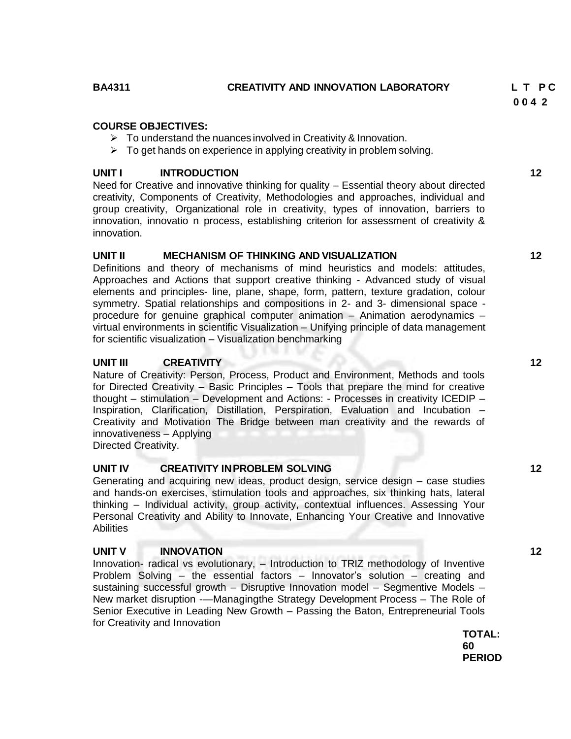**BA4311** **CREATIVITY AND INNOVATION LABORATORY** **L T P C**
**0 0 4 2**

**COURSE OBJECTIVES:**

- To understand the nuances involved in Creativity & Innovation.
- To get hands on experience in applying creativity in problem solving.

**UNIT I INTRODUCTION** **12**

Need for Creative and innovative thinking for quality – Essential theory about directed creativity, Components of Creativity, Methodologies and approaches, individual and group creativity, Organizational role in creativity, types of innovation, barriers to innovation, innovatio n process, establishing criterion for assessment of creativity & innovation.

**UNIT II MECHANISM OF THINKING AND VISUALIZATION** **12**

Definitions and theory of mechanisms of mind heuristics and models: attitudes, Approaches and Actions that support creative thinking - Advanced study of visual elements and principles- line, plane, shape, form, pattern, texture gradation, colour symmetry. Spatial relationships and compositions in 2- and 3- dimensional space - procedure for genuine graphical computer animation – Animation aerodynamics – virtual environments in scientific Visualization – Unifying principle of data management for scientific visualization – Visualization benchmarking

**UNIT III CREATIVITY** **12**

Nature of Creativity: Person, Process, Product and Environment, Methods and tools for Directed Creativity – Basic Principles – Tools that prepare the mind for creative thought – stimulation – Development and Actions: - Processes in creativity ICEDIP – Inspiration, Clarification, Distillation, Perspiration, Evaluation and Incubation – Creativity and Motivation The Bridge between man creativity and the rewards of innovativeness – Applying
Directed Creativity.

**UNIT IV CREATIVITY IN PROBLEM SOLVING** **12**

Generating and acquiring new ideas, product design, service design – case studies and hands-on exercises, stimulation tools and approaches, six thinking hats, lateral thinking – Individual activity, group activity, contextual influences. Assessing Your Personal Creativity and Ability to Innovate, Enhancing Your Creative and Innovative Abilities

**UNIT V INNOVATION** **12**

Innovation- radical vs evolutionary, – Introduction to TRIZ methodology of Inventive Problem Solving – the essential factors – Innovator's solution – creating and sustaining successful growth – Disruptive Innovation model – Segmentive Models – New market disruption -—Managingthe Strategy Development Process – The Role of Senior Executive in Leading New Growth – Passing the Baton, Entrepreneurial Tools for Creativity and Innovation

**TOTAL: 60 PERIOD**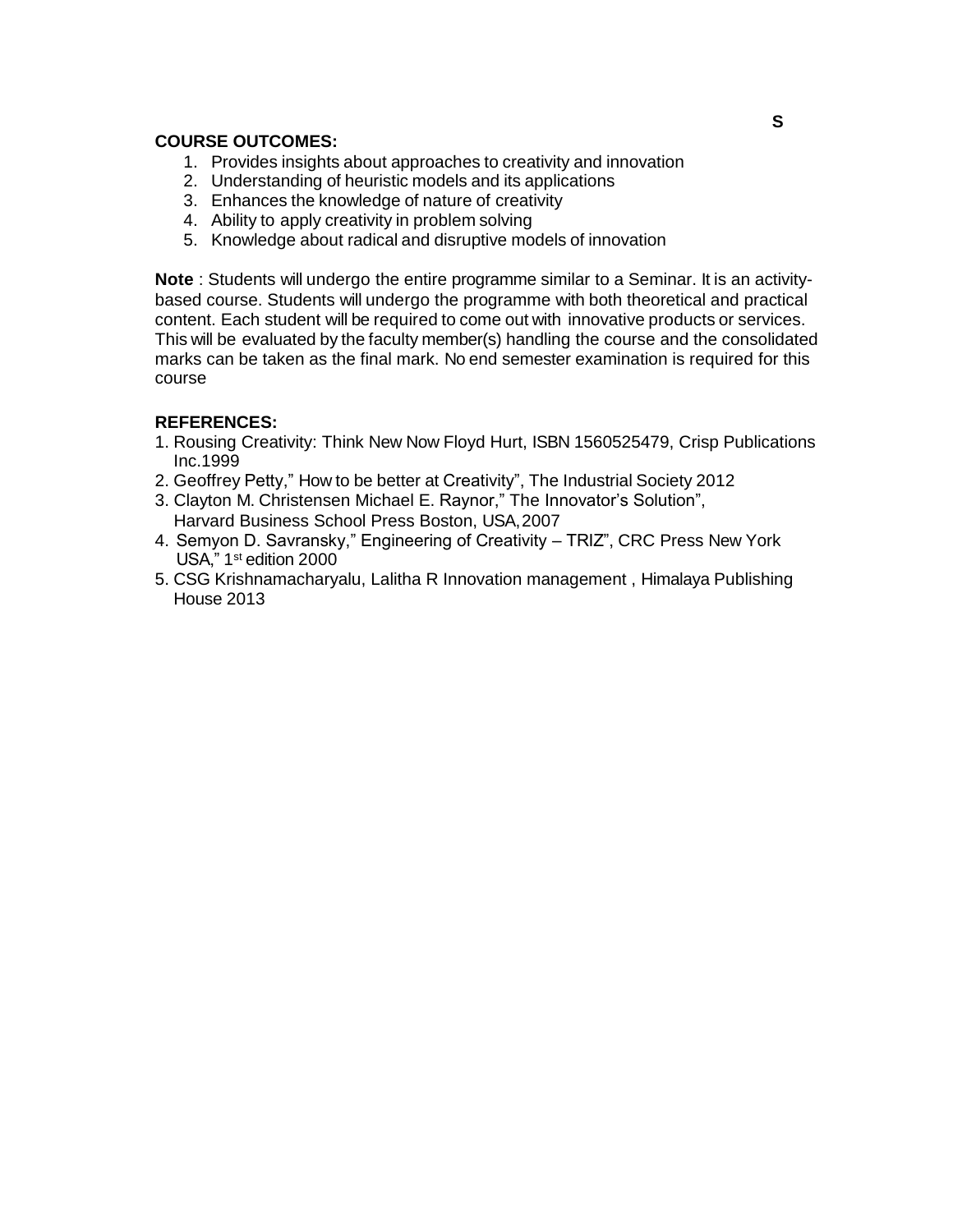S

**COURSE OUTCOMES:**

1. Provides insights about approaches to creativity and innovation
2. Understanding of heuristic models and its applications
3. Enhances the knowledge of nature of creativity
4. Ability to apply creativity in problem solving
5. Knowledge about radical and disruptive models of innovation

**Note** : Students will undergo the entire programme similar to a Seminar. It is an activity-based course. Students will undergo the programme with both theoretical and practical content. Each student will be required to come out with innovative products or services. This will be evaluated by the faculty member(s) handling the course and the consolidated marks can be taken as the final mark. No end semester examination is required for this course

**REFERENCES:**

1. Rousing Creativity: Think New Now Floyd Hurt, ISBN 1560525479, Crisp Publications Inc.1999
2. Geoffrey Petty," How to be better at Creativity", The Industrial Society 2012
3. Clayton M. Christensen Michael E. Raynor," The Innovator's Solution", Harvard Business School Press Boston, USA, 2007
4. Semyon D. Savransky," Engineering of Creativity – TRIZ", CRC Press New York USA," 1st edition 2000
5. CSG Krishnamacharyalu, Lalitha R Innovation management , Himalaya Publishing House 2013